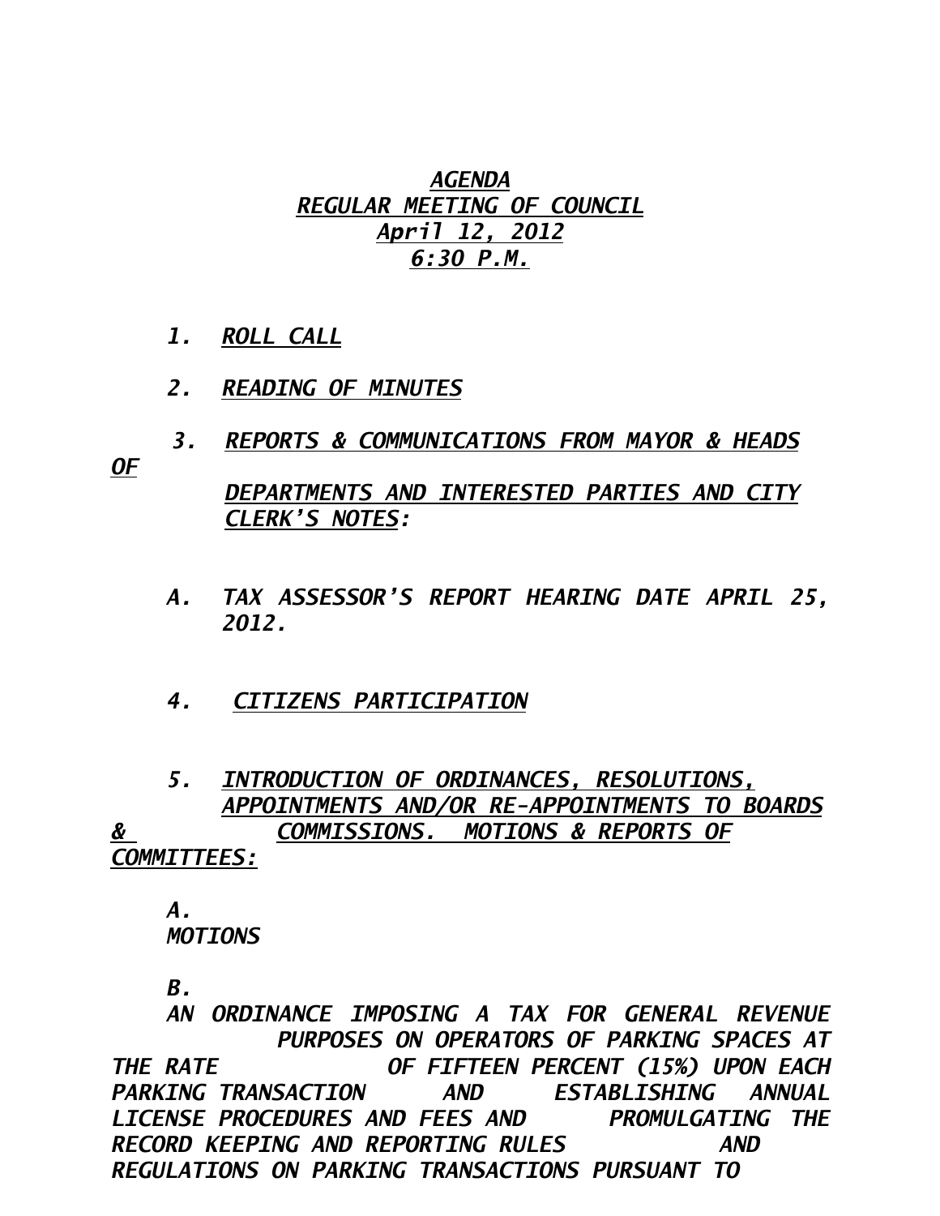***AGENDA***
***REGULAR MEETING OF COUNCIL***
***April 12, 2012***
***6:30 P.M.***

1. ***ROLL CALL***

2. ***READING OF MINUTES***

3. ***REPORTS & COMMUNICATIONS FROM MAYOR & HEADS OF DEPARTMENTS AND INTERESTED PARTIES AND CITY CLERK'S NOTES:***

   A. ***TAX ASSESSOR'S REPORT HEARING DATE APRIL 25, 2012.***

4. ***CITIZENS PARTICIPATION***

5. ***INTRODUCTION OF ORDINANCES, RESOLUTIONS, APPOINTMENTS AND/OR RE-APPOINTMENTS TO BOARDS & COMMISSIONS. MOTIONS & REPORTS OF COMMITTEES:***

   A. ***MOTIONS***

   B. ***AN ORDINANCE IMPOSING A TAX FOR GENERAL REVENUE PURPOSES ON OPERATORS OF PARKING SPACES AT THE RATE OF FIFTEEN PERCENT (15%) UPON EACH PARKING TRANSACTION AND ESTABLISHING ANNUAL LICENSE PROCEDURES AND FEES AND PROMULGATING THE RECORD KEEPING AND REPORTING RULES AND REGULATIONS ON PARKING TRANSACTIONS PURSUANT TO***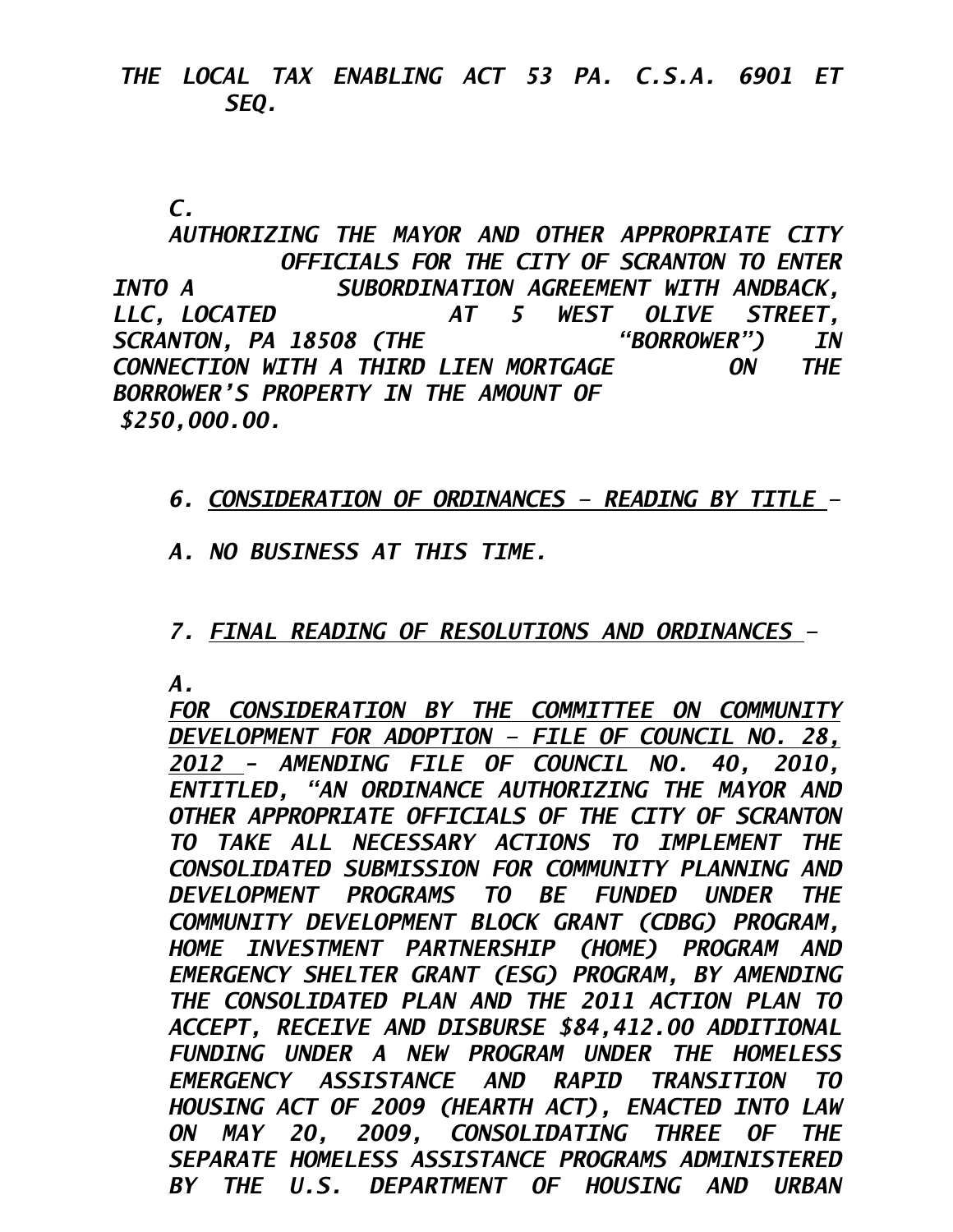*THE LOCAL TAX ENABLING ACT 53 PA. C.S.A. 6901 ET SEQ.*

*C.*

*AUTHORIZING THE MAYOR AND OTHER APPROPRIATE CITY OFFICIALS FOR THE CITY OF SCRANTON TO ENTER INTO A SUBORDINATION AGREEMENT WITH ANDBACK, LLC, LOCATED AT 5 WEST OLIVE STREET, SCRANTON, PA 18508 (THE "BORROWER") IN CONNECTION WITH A THIRD LIEN MORTGAGE ON THE BORROWER'S PROPERTY IN THE AMOUNT OF $250,000.00.*

*6. <u>CONSIDERATION OF ORDINANCES – READING BY TITLE</u> –*

*A. NO BUSINESS AT THIS TIME.*

*7. <u>FINAL READING OF RESOLUTIONS AND ORDINANCES</u> –*

*A.*

*<u>FOR CONSIDERATION BY THE COMMITTEE ON COMMUNITY DEVELOPMENT FOR ADOPTION – FILE OF COUNCIL NO. 28, 2012</u> – AMENDING FILE OF COUNCIL NO. 40, 2010, ENTITLED, "AN ORDINANCE AUTHORIZING THE MAYOR AND OTHER APPROPRIATE OFFICIALS OF THE CITY OF SCRANTON TO TAKE ALL NECESSARY ACTIONS TO IMPLEMENT THE CONSOLIDATED SUBMISSION FOR COMMUNITY PLANNING AND DEVELOPMENT PROGRAMS TO BE FUNDED UNDER THE COMMUNITY DEVELOPMENT BLOCK GRANT (CDBG) PROGRAM, HOME INVESTMENT PARTNERSHIP (HOME) PROGRAM AND EMERGENCY SHELTER GRANT (ESG) PROGRAM, BY AMENDING THE CONSOLIDATED PLAN AND THE 2011 ACTION PLAN TO ACCEPT, RECEIVE AND DISBURSE $84,412.00 ADDITIONAL FUNDING UNDER A NEW PROGRAM UNDER THE HOMELESS EMERGENCY ASSISTANCE AND RAPID TRANSITION TO HOUSING ACT OF 2009 (HEARTH ACT), ENACTED INTO LAW ON MAY 20, 2009, CONSOLIDATING THREE OF THE SEPARATE HOMELESS ASSISTANCE PROGRAMS ADMINISTERED BY THE U.S. DEPARTMENT OF HOUSING AND URBAN*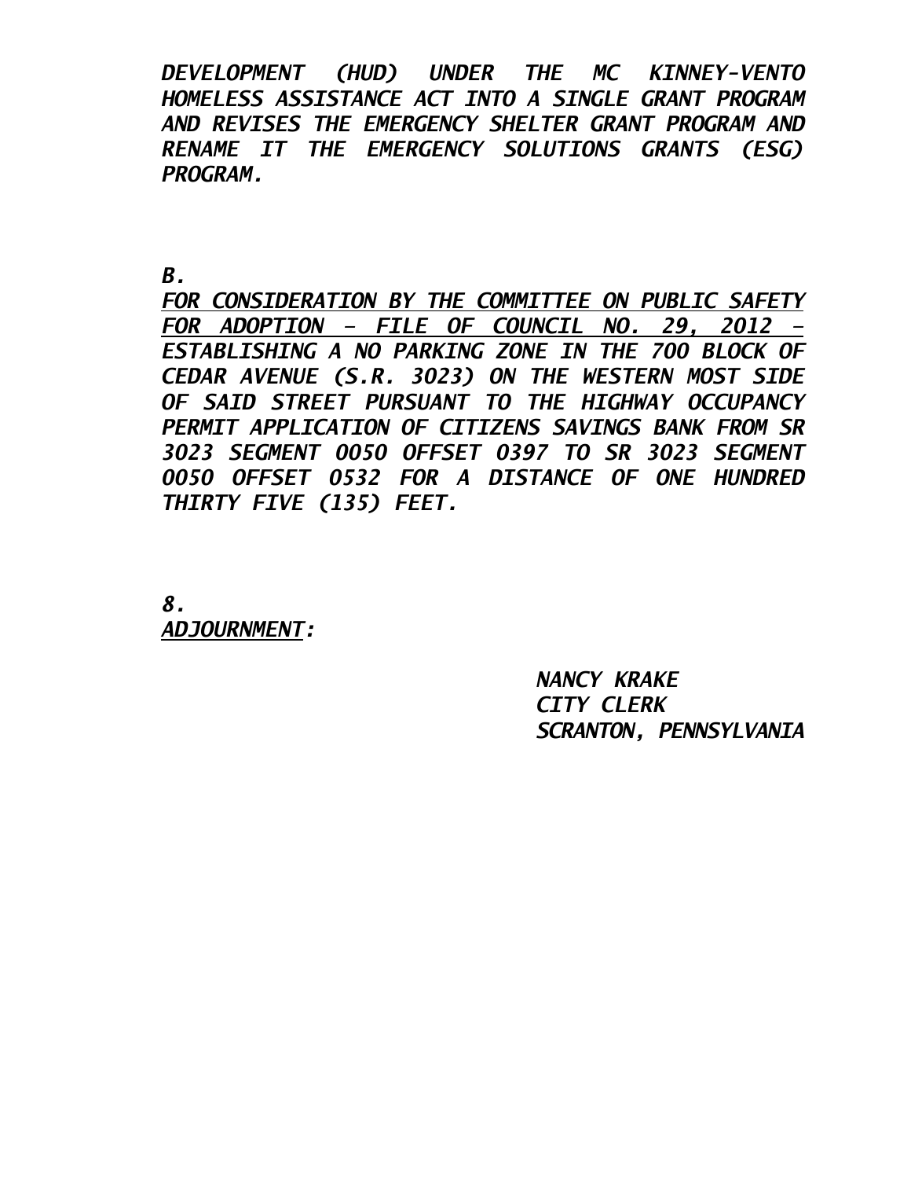*DEVELOPMENT (HUD) UNDER THE MC KINNEY-VENTO HOMELESS ASSISTANCE ACT INTO A SINGLE GRANT PROGRAM AND REVISES THE EMERGENCY SHELTER GRANT PROGRAM AND RENAME IT THE EMERGENCY SOLUTIONS GRANTS (ESG) PROGRAM.*

***B.***

***FOR CONSIDERATION BY THE COMMITTEE ON PUBLIC SAFETY FOR ADOPTION – FILE OF COUNCIL NO. 29, 2012 –*** *ESTABLISHING A NO PARKING ZONE IN THE 700 BLOCK OF CEDAR AVENUE (S.R. 3023) ON THE WESTERN MOST SIDE OF SAID STREET PURSUANT TO THE HIGHWAY OCCUPANCY PERMIT APPLICATION OF CITIZENS SAVINGS BANK FROM SR 3023 SEGMENT 0050 OFFSET 0397 TO SR 3023 SEGMENT 0050 OFFSET 0532 FOR A DISTANCE OF ONE HUNDRED THIRTY FIVE (135) FEET.*

***8.***

***ADJOURNMENT:***

*NANCY KRAKE*
*CITY CLERK*
*SCRANTON, PENNSYLVANIA*